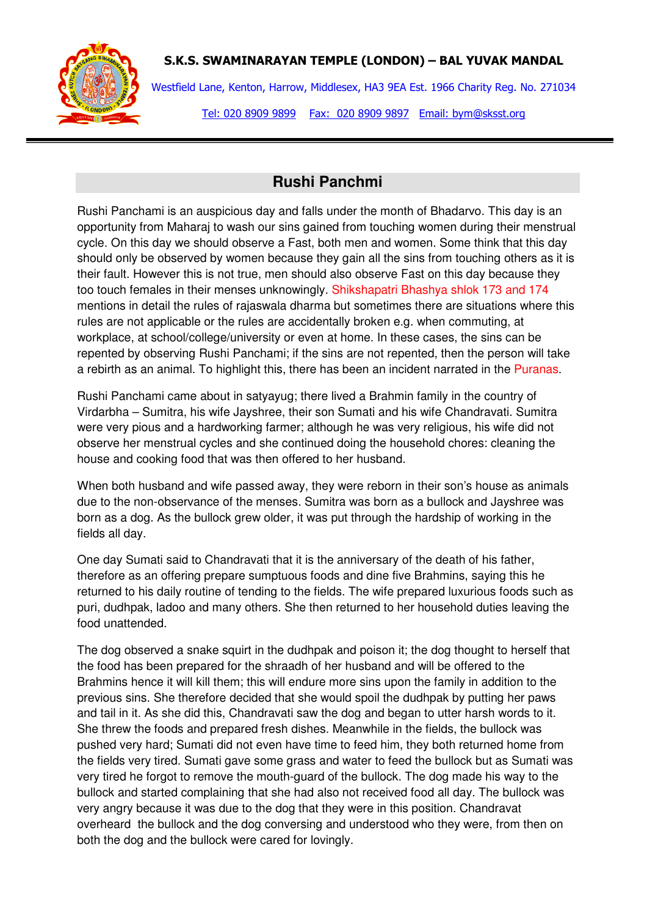**S.K.S. SWAMINARAYAN TEMPLE (LONDON) – BAL YUVAK MANDAL**

Westfield Lane, Kenton, Harrow, Middlesex, HA3 9EA Est. 1966 Charity Reg. No. 271034

Tel: 020 8909 9899 Fax: 020 8909 9897 Email: bym@sksst.org

## Rushi Panchmi

Rushi Panchami is an auspicious day and falls under the month of Bhadarvo. This day is an opportunity from Maharaj to wash our sins gained from touching women during their menstrual cycle. On this day we should observe a Fast, both men and women. Some think that this day should only be observed by women because they gain all the sins from touching others as it is their fault. However this is not true, men should also observe Fast on this day because they too touch females in their menses unknowingly. Shikshapatri Bhashya shlok 173 and 174 mentions in detail the rules of rajaswala dharma but sometimes there are situations where this rules are not applicable or the rules are accidentally broken e.g. when commuting, at workplace, at school/college/university or even at home. In these cases, the sins can be repented by observing Rushi Panchami; if the sins are not repented, then the person will take a rebirth as an animal. To highlight this, there has been an incident narrated in the Puranas.

Rushi Panchami came about in satyayug; there lived a Brahmin family in the country of Virdarbha – Sumitra, his wife Jayshree, their son Sumati and his wife Chandravati. Sumitra were very pious and a hardworking farmer; although he was very religious, his wife did not observe her menstrual cycles and she continued doing the household chores: cleaning the house and cooking food that was then offered to her husband.

When both husband and wife passed away, they were reborn in their son's house as animals due to the non-observance of the menses. Sumitra was born as a bullock and Jayshree was born as a dog. As the bullock grew older, it was put through the hardship of working in the fields all day.

One day Sumati said to Chandravati that it is the anniversary of the death of his father, therefore as an offering prepare sumptuous foods and dine five Brahmins, saying this he returned to his daily routine of tending to the fields. The wife prepared luxurious foods such as puri, dudhpak, ladoo and many others. She then returned to her household duties leaving the food unattended.

The dog observed a snake squirt in the dudhpak and poison it; the dog thought to herself that the food has been prepared for the shraadh of her husband and will be offered to the Brahmins hence it will kill them; this will endure more sins upon the family in addition to the previous sins. She therefore decided that she would spoil the dudhpak by putting her paws and tail in it. As she did this, Chandravati saw the dog and began to utter harsh words to it. She threw the foods and prepared fresh dishes. Meanwhile in the fields, the bullock was pushed very hard; Sumati did not even have time to feed him, they both returned home from the fields very tired. Sumati gave some grass and water to feed the bullock but as Sumati was very tired he forgot to remove the mouth-guard of the bullock. The dog made his way to the bullock and started complaining that she had also not received food all day. The bullock was very angry because it was due to the dog that they were in this position. Chandravat overheard the bullock and the dog conversing and understood who they were, from then on both the dog and the bullock were cared for lovingly.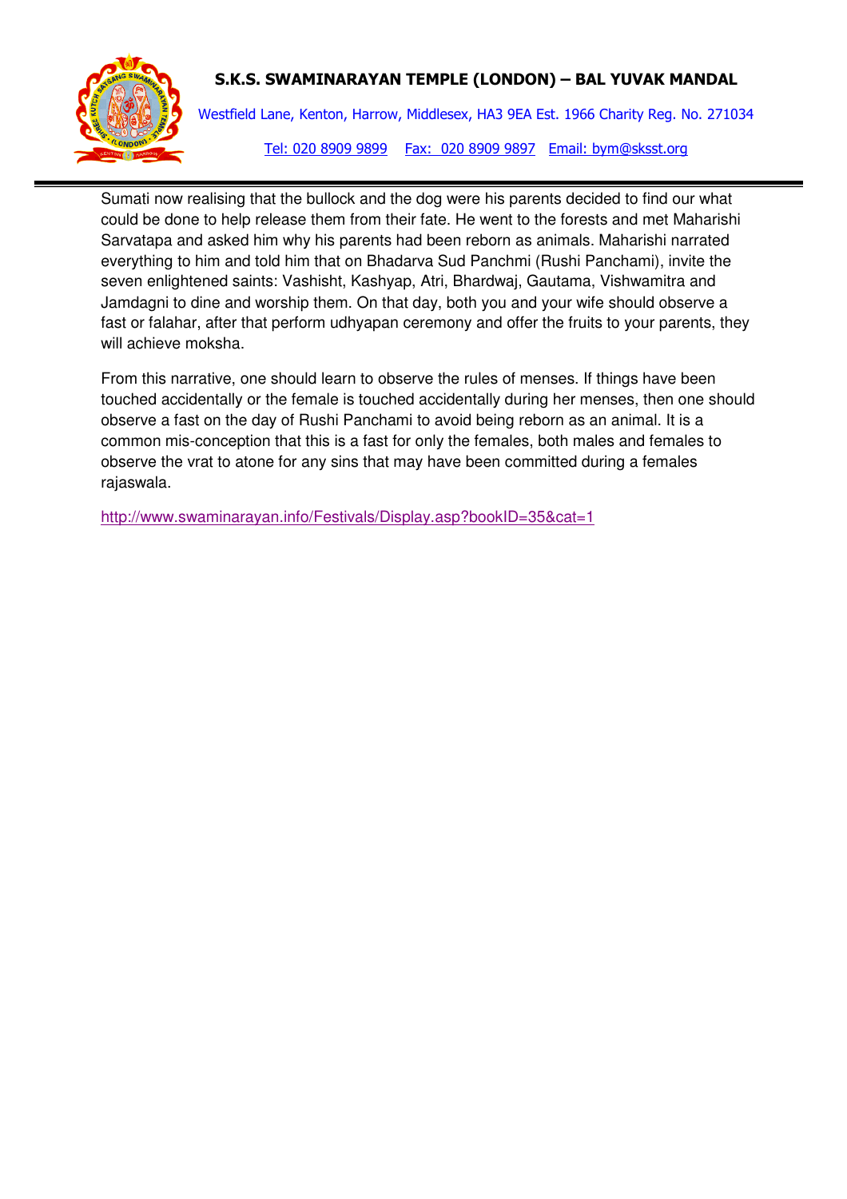Sumati now realising that the bullock and the dog were his parents decided to find our what could be done to help release them from their fate. He went to the forests and met Maharishi Sarvatapa and asked him why his parents had been reborn as animals. Maharishi narrated everything to him and told him that on Bhadarva Sud Panchmi (Rushi Panchami), invite the seven enlightened saints: Vashisht, Kashyap, Atri, Bhardwaj, Gautama, Vishwamitra and Jamdagni to dine and worship them. On that day, both you and your wife should observe a fast or falahar, after that perform udhyapan ceremony and offer the fruits to your parents, they will achieve moksha.

From this narrative, one should learn to observe the rules of menses. If things have been touched accidentally or the female is touched accidentally during her menses, then one should observe a fast on the day of Rushi Panchami to avoid being reborn as an animal. It is a common mis-conception that this is a fast for only the females, both males and females to observe the vrat to atone for any sins that may have been committed during a females rajaswala.

http://www.swaminarayan.info/Festivals/Display.asp?bookID=35&cat=1